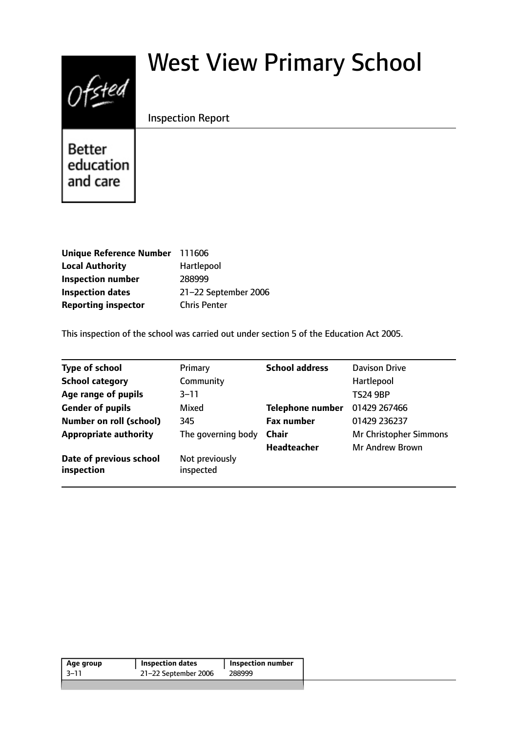# West View Primary School

Inspection Report

Ofsted

Better education and care

| | |
|---|---|
| **Unique Reference Number** | 111606 |
| **Local Authority** | Hartlepool |
| **Inspection number** | 288999 |
| **Inspection dates** | 21–22 September 2006 |
| **Reporting inspector** | Chris Penter |

This inspection of the school was carried out under section 5 of the Education Act 2005.

| | | | |
|---|---|---|---|
| **Type of school** | Primary | **School address** | Davison Drive |
| **School category** | Community | | Hartlepool |
| **Age range of pupils** | 3–11 | | TS24 9BP |
| **Gender of pupils** | Mixed | **Telephone number** | 01429 267466 |
| **Number on roll (school)** | 345 | **Fax number** | 01429 236237 |
| **Appropriate authority** | The governing body | **Chair** | Mr Christopher Simmons |
| | | **Headteacher** | Mr Andrew Brown |
| **Date of previous school inspection** | Not previously inspected | | |

| Age group | Inspection dates | Inspection number |
|---|---|---|
| 3–11 | 21–22 September 2006 | 288999 |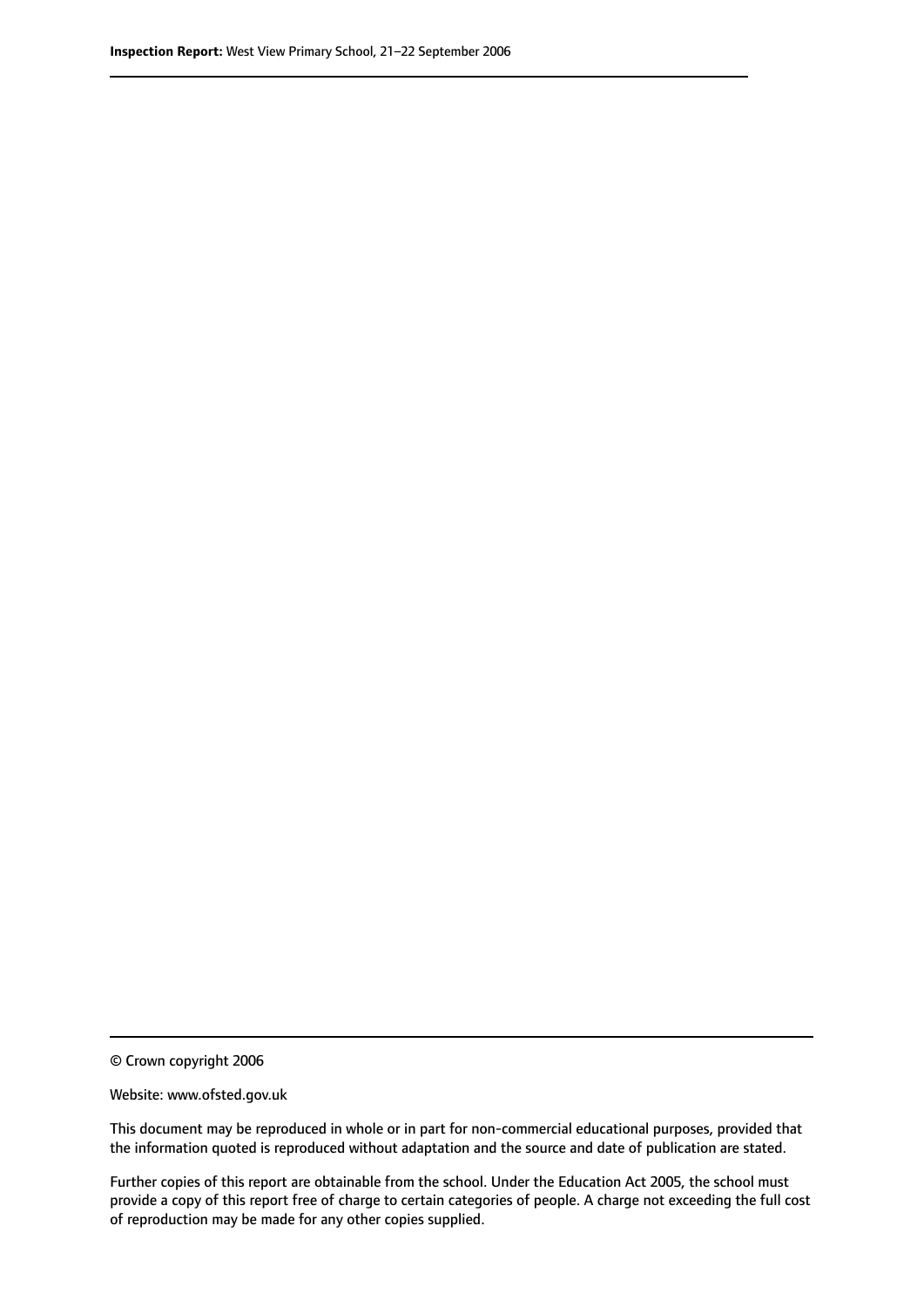© Crown copyright 2006

Website: www.ofsted.gov.uk

This document may be reproduced in whole or in part for non-commercial educational purposes, provided that the information quoted is reproduced without adaptation and the source and date of publication are stated.

Further copies of this report are obtainable from the school. Under the Education Act 2005, the school must provide a copy of this report free of charge to certain categories of people. A charge not exceeding the full cost of reproduction may be made for any other copies supplied.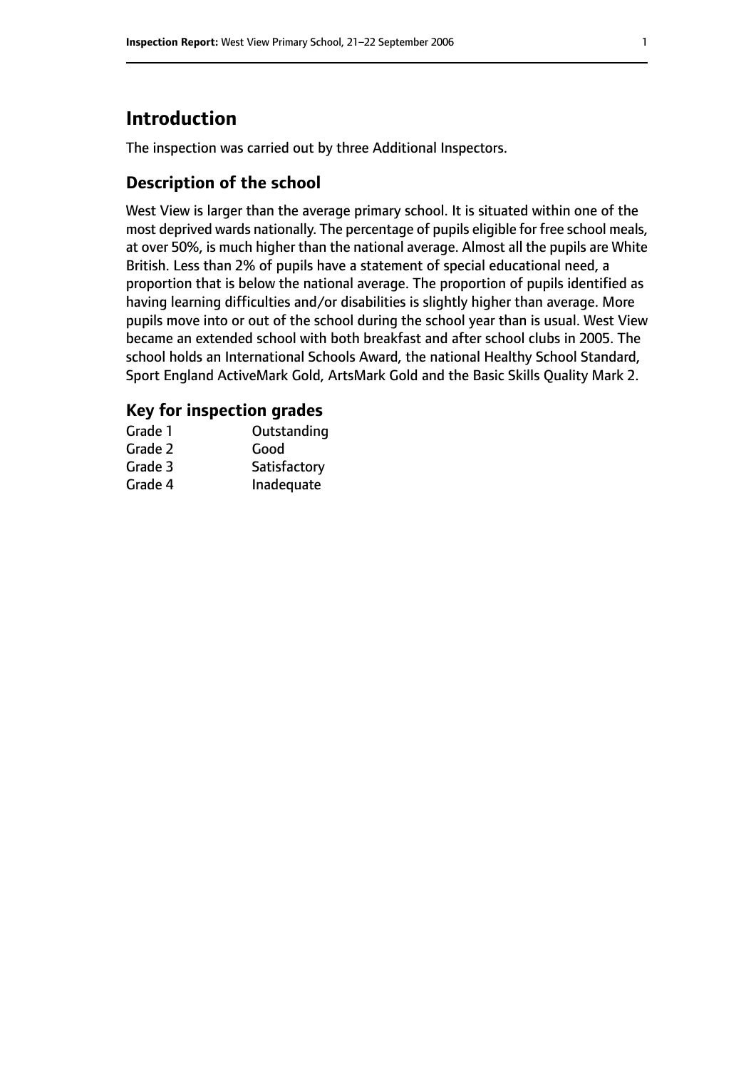# Introduction

The inspection was carried out by three Additional Inspectors.

## Description of the school

West View is larger than the average primary school. It is situated within one of the most deprived wards nationally. The percentage of pupils eligible for free school meals, at over 50%, is much higher than the national average. Almost all the pupils are White British. Less than 2% of pupils have a statement of special educational need, a proportion that is below the national average. The proportion of pupils identified as having learning difficulties and/or disabilities is slightly higher than average. More pupils move into or out of the school during the school year than is usual. West View became an extended school with both breakfast and after school clubs in 2005. The school holds an International Schools Award, the national Healthy School Standard, Sport England ActiveMark Gold, ArtsMark Gold and the Basic Skills Quality Mark 2.

## Key for inspection grades

| | |
|---|---|
| Grade 1 | Outstanding |
| Grade 2 | Good |
| Grade 3 | Satisfactory |
| Grade 4 | Inadequate |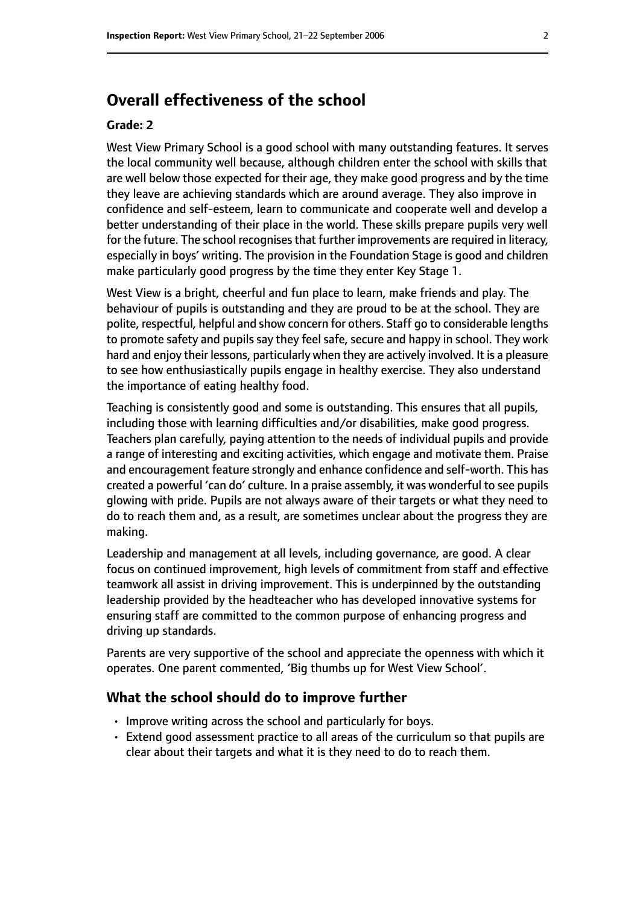## Overall effectiveness of the school

**Grade: 2**

West View Primary School is a good school with many outstanding features. It serves the local community well because, although children enter the school with skills that are well below those expected for their age, they make good progress and by the time they leave are achieving standards which are around average. They also improve in confidence and self-esteem, learn to communicate and cooperate well and develop a better understanding of their place in the world. These skills prepare pupils very well for the future. The school recognises that further improvements are required in literacy, especially in boys' writing. The provision in the Foundation Stage is good and children make particularly good progress by the time they enter Key Stage 1.

West View is a bright, cheerful and fun place to learn, make friends and play. The behaviour of pupils is outstanding and they are proud to be at the school. They are polite, respectful, helpful and show concern for others. Staff go to considerable lengths to promote safety and pupils say they feel safe, secure and happy in school. They work hard and enjoy their lessons, particularly when they are actively involved. It is a pleasure to see how enthusiastically pupils engage in healthy exercise. They also understand the importance of eating healthy food.

Teaching is consistently good and some is outstanding. This ensures that all pupils, including those with learning difficulties and/or disabilities, make good progress. Teachers plan carefully, paying attention to the needs of individual pupils and provide a range of interesting and exciting activities, which engage and motivate them. Praise and encouragement feature strongly and enhance confidence and self-worth. This has created a powerful 'can do' culture. In a praise assembly, it was wonderful to see pupils glowing with pride. Pupils are not always aware of their targets or what they need to do to reach them and, as a result, are sometimes unclear about the progress they are making.

Leadership and management at all levels, including governance, are good. A clear focus on continued improvement, high levels of commitment from staff and effective teamwork all assist in driving improvement. This is underpinned by the outstanding leadership provided by the headteacher who has developed innovative systems for ensuring staff are committed to the common purpose of enhancing progress and driving up standards.

Parents are very supportive of the school and appreciate the openness with which it operates. One parent commented, 'Big thumbs up for West View School'.

### What the school should do to improve further

- Improve writing across the school and particularly for boys.
- Extend good assessment practice to all areas of the curriculum so that pupils are clear about their targets and what it is they need to do to reach them.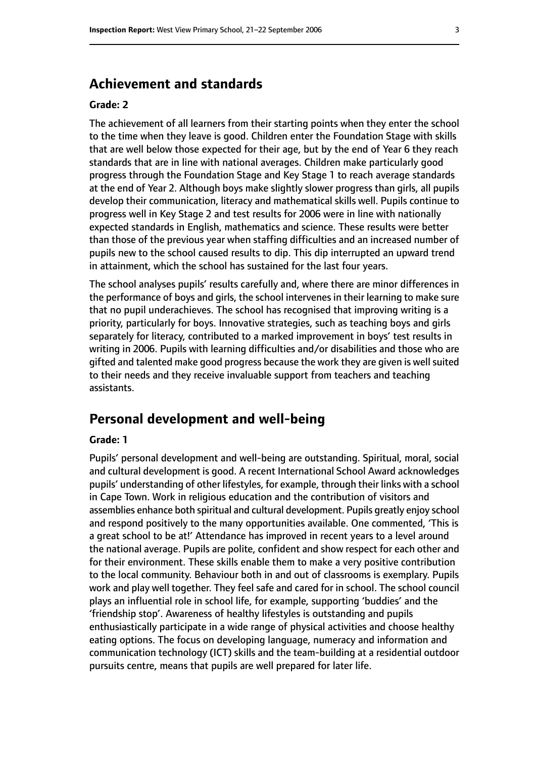## Achievement and standards

**Grade: 2**

The achievement of all learners from their starting points when they enter the school to the time when they leave is good. Children enter the Foundation Stage with skills that are well below those expected for their age, but by the end of Year 6 they reach standards that are in line with national averages. Children make particularly good progress through the Foundation Stage and Key Stage 1 to reach average standards at the end of Year 2. Although boys make slightly slower progress than girls, all pupils develop their communication, literacy and mathematical skills well. Pupils continue to progress well in Key Stage 2 and test results for 2006 were in line with nationally expected standards in English, mathematics and science. These results were better than those of the previous year when staffing difficulties and an increased number of pupils new to the school caused results to dip. This dip interrupted an upward trend in attainment, which the school has sustained for the last four years.

The school analyses pupils' results carefully and, where there are minor differences in the performance of boys and girls, the school intervenes in their learning to make sure that no pupil underachieves. The school has recognised that improving writing is a priority, particularly for boys. Innovative strategies, such as teaching boys and girls separately for literacy, contributed to a marked improvement in boys' test results in writing in 2006. Pupils with learning difficulties and/or disabilities and those who are gifted and talented make good progress because the work they are given is well suited to their needs and they receive invaluable support from teachers and teaching assistants.

## Personal development and well-being

**Grade: 1**

Pupils' personal development and well-being are outstanding. Spiritual, moral, social and cultural development is good. A recent International School Award acknowledges pupils' understanding of other lifestyles, for example, through their links with a school in Cape Town. Work in religious education and the contribution of visitors and assemblies enhance both spiritual and cultural development. Pupils greatly enjoy school and respond positively to the many opportunities available. One commented, 'This is a great school to be at!' Attendance has improved in recent years to a level around the national average. Pupils are polite, confident and show respect for each other and for their environment. These skills enable them to make a very positive contribution to the local community. Behaviour both in and out of classrooms is exemplary. Pupils work and play well together. They feel safe and cared for in school. The school council plays an influential role in school life, for example, supporting 'buddies' and the 'friendship stop'. Awareness of healthy lifestyles is outstanding and pupils enthusiastically participate in a wide range of physical activities and choose healthy eating options. The focus on developing language, numeracy and information and communication technology (ICT) skills and the team-building at a residential outdoor pursuits centre, means that pupils are well prepared for later life.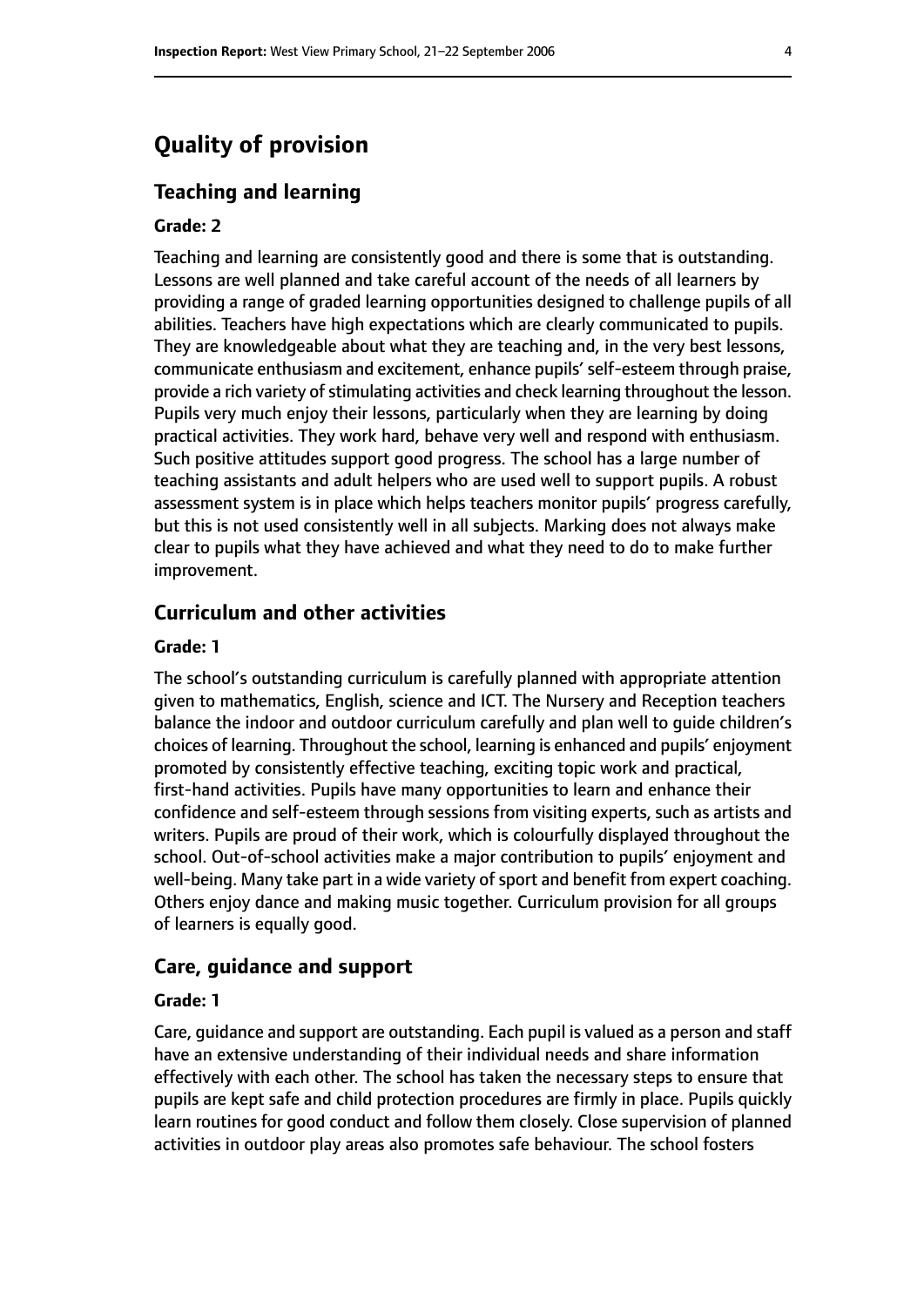# Quality of provision

## Teaching and learning

### Grade: 2

Teaching and learning are consistently good and there is some that is outstanding. Lessons are well planned and take careful account of the needs of all learners by providing a range of graded learning opportunities designed to challenge pupils of all abilities. Teachers have high expectations which are clearly communicated to pupils. They are knowledgeable about what they are teaching and, in the very best lessons, communicate enthusiasm and excitement, enhance pupils' self-esteem through praise, provide a rich variety of stimulating activities and check learning throughout the lesson. Pupils very much enjoy their lessons, particularly when they are learning by doing practical activities. They work hard, behave very well and respond with enthusiasm. Such positive attitudes support good progress. The school has a large number of teaching assistants and adult helpers who are used well to support pupils. A robust assessment system is in place which helps teachers monitor pupils' progress carefully, but this is not used consistently well in all subjects. Marking does not always make clear to pupils what they have achieved and what they need to do to make further improvement.

## Curriculum and other activities

### Grade: 1

The school's outstanding curriculum is carefully planned with appropriate attention given to mathematics, English, science and ICT. The Nursery and Reception teachers balance the indoor and outdoor curriculum carefully and plan well to guide children's choices of learning. Throughout the school, learning is enhanced and pupils' enjoyment promoted by consistently effective teaching, exciting topic work and practical, first-hand activities. Pupils have many opportunities to learn and enhance their confidence and self-esteem through sessions from visiting experts, such as artists and writers. Pupils are proud of their work, which is colourfully displayed throughout the school. Out-of-school activities make a major contribution to pupils' enjoyment and well-being. Many take part in a wide variety of sport and benefit from expert coaching. Others enjoy dance and making music together. Curriculum provision for all groups of learners is equally good.

## Care, guidance and support

### Grade: 1

Care, guidance and support are outstanding. Each pupil is valued as a person and staff have an extensive understanding of their individual needs and share information effectively with each other. The school has taken the necessary steps to ensure that pupils are kept safe and child protection procedures are firmly in place. Pupils quickly learn routines for good conduct and follow them closely. Close supervision of planned activities in outdoor play areas also promotes safe behaviour. The school fosters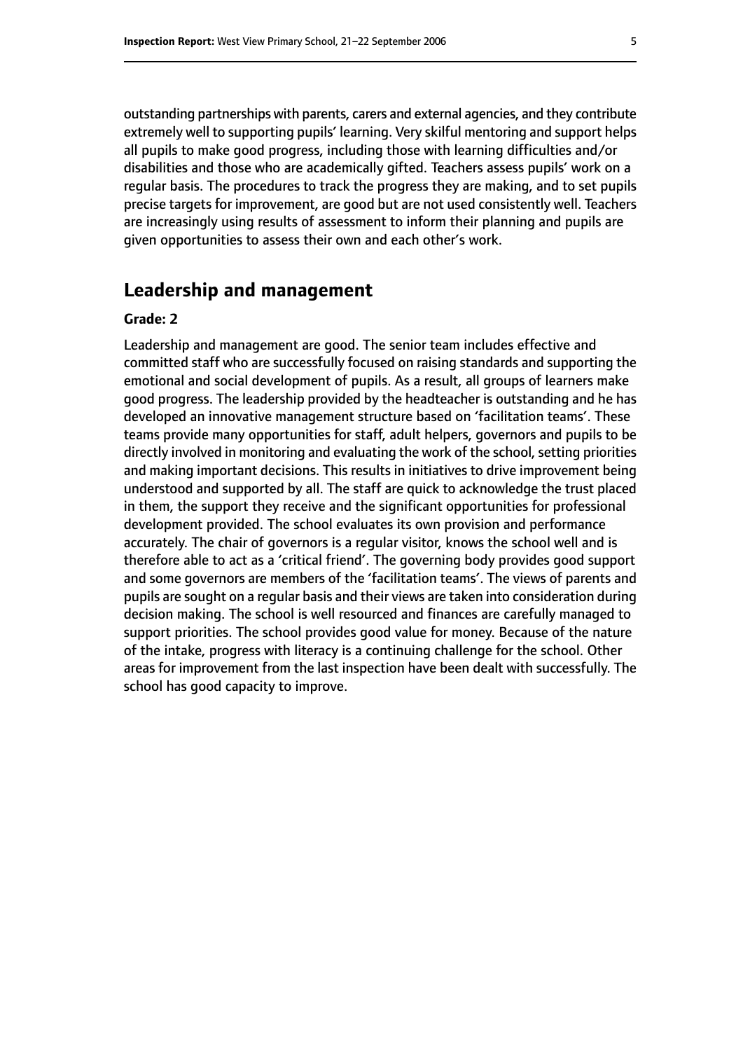outstanding partnerships with parents, carers and external agencies, and they contribute extremely well to supporting pupils' learning. Very skilful mentoring and support helps all pupils to make good progress, including those with learning difficulties and/or disabilities and those who are academically gifted. Teachers assess pupils' work on a regular basis. The procedures to track the progress they are making, and to set pupils precise targets for improvement, are good but are not used consistently well. Teachers are increasingly using results of assessment to inform their planning and pupils are given opportunities to assess their own and each other's work.

## Leadership and management

**Grade: 2**

Leadership and management are good. The senior team includes effective and committed staff who are successfully focused on raising standards and supporting the emotional and social development of pupils. As a result, all groups of learners make good progress. The leadership provided by the headteacher is outstanding and he has developed an innovative management structure based on 'facilitation teams'. These teams provide many opportunities for staff, adult helpers, governors and pupils to be directly involved in monitoring and evaluating the work of the school, setting priorities and making important decisions. This results in initiatives to drive improvement being understood and supported by all. The staff are quick to acknowledge the trust placed in them, the support they receive and the significant opportunities for professional development provided. The school evaluates its own provision and performance accurately. The chair of governors is a regular visitor, knows the school well and is therefore able to act as a 'critical friend'. The governing body provides good support and some governors are members of the 'facilitation teams'. The views of parents and pupils are sought on a regular basis and their views are taken into consideration during decision making. The school is well resourced and finances are carefully managed to support priorities. The school provides good value for money. Because of the nature of the intake, progress with literacy is a continuing challenge for the school. Other areas for improvement from the last inspection have been dealt with successfully. The school has good capacity to improve.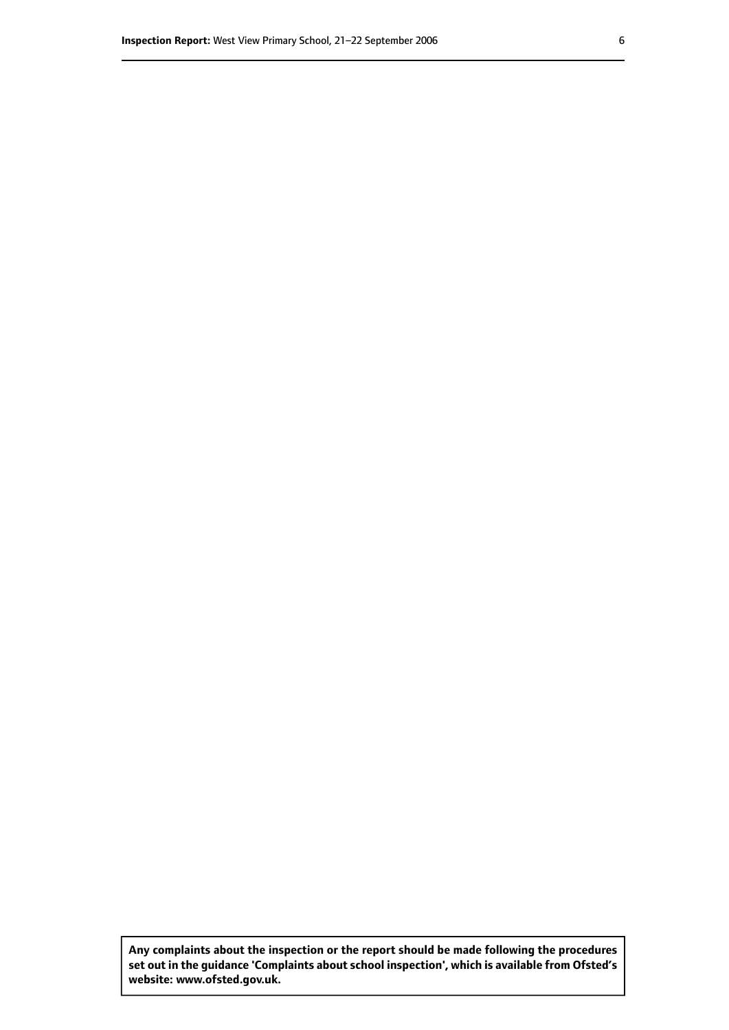**Any complaints about the inspection or the report should be made following the procedures set out in the guidance 'Complaints about school inspection', which is available from Ofsted's website: www.ofsted.gov.uk.**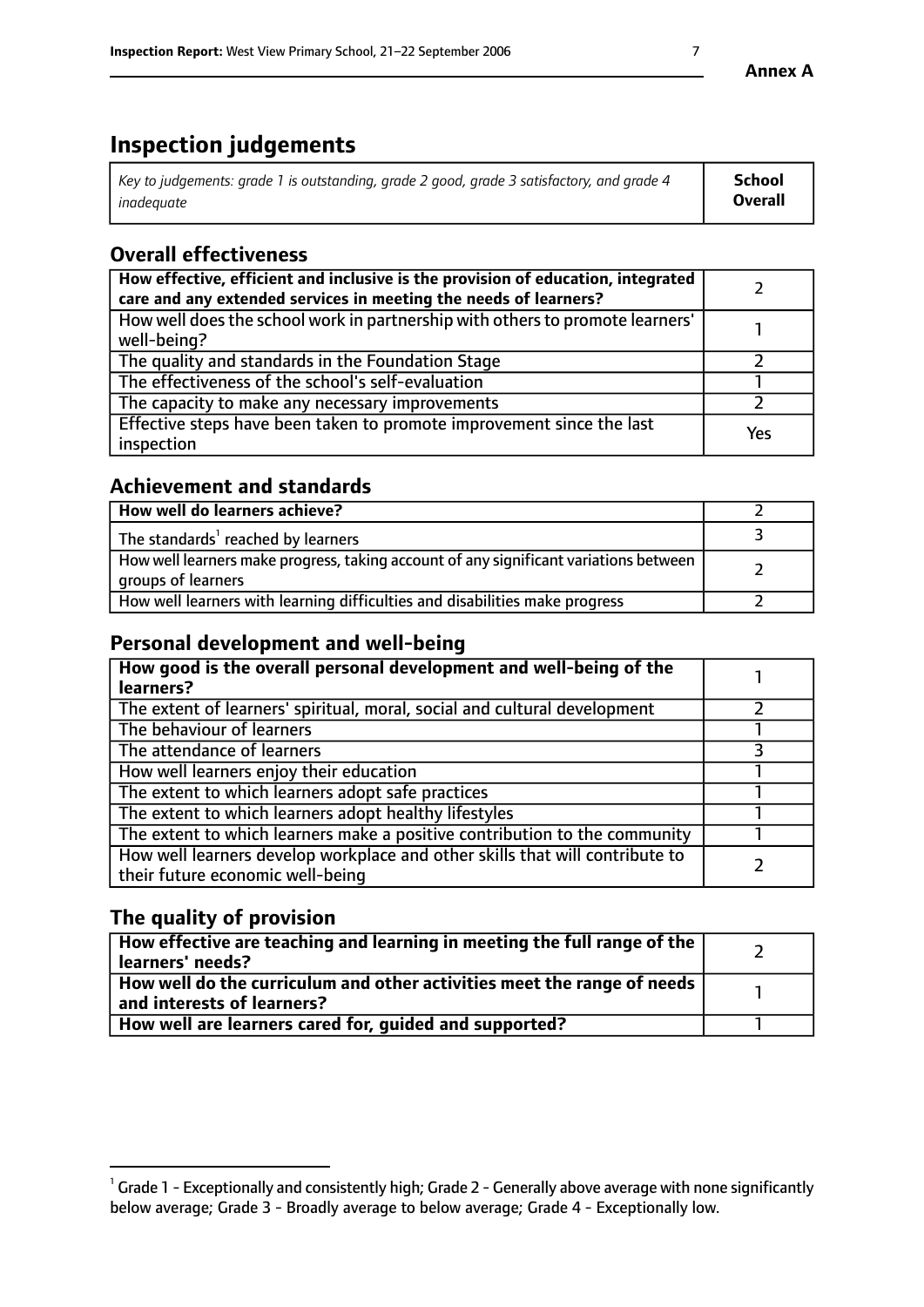**Annex A**

# Inspection judgements

| *Key to judgements: grade 1 is outstanding, grade 2 good, grade 3 satisfactory, and grade 4 inadequate* | **School Overall** |
|---|---|

## Overall effectiveness

| | |
|---|---|
| **How effective, efficient and inclusive is the provision of education, integrated care and any extended services in meeting the needs of learners?** | 2 |
| How well does the school work in partnership with others to promote learners' well-being? | 1 |
| The quality and standards in the Foundation Stage | 2 |
| The effectiveness of the school's self-evaluation | 1 |
| The capacity to make any necessary improvements | 2 |
| Effective steps have been taken to promote improvement since the last inspection | Yes |

## Achievement and standards

| | |
|---|---|
| **How well do learners achieve?** | 2 |
| The standards[1] reached by learners | 3 |
| How well learners make progress, taking account of any significant variations between groups of learners | 2 |
| How well learners with learning difficulties and disabilities make progress | 2 |

## Personal development and well-being

| | |
|---|---|
| **How good is the overall personal development and well-being of the learners?** | 1 |
| The extent of learners' spiritual, moral, social and cultural development | 2 |
| The behaviour of learners | 1 |
| The attendance of learners | 3 |
| How well learners enjoy their education | 1 |
| The extent to which learners adopt safe practices | 1 |
| The extent to which learners adopt healthy lifestyles | 1 |
| The extent to which learners make a positive contribution to the community | 1 |
| How well learners develop workplace and other skills that will contribute to their future economic well-being | 2 |

## The quality of provision

| | |
|---|---|
| **How effective are teaching and learning in meeting the full range of the learners' needs?** | 2 |
| **How well do the curriculum and other activities meet the range of needs and interests of learners?** | 1 |
| **How well are learners cared for, guided and supported?** | 1 |

[1] Grade 1 - Exceptionally and consistently high; Grade 2 - Generally above average with none significantly below average; Grade 3 - Broadly average to below average; Grade 4 - Exceptionally low.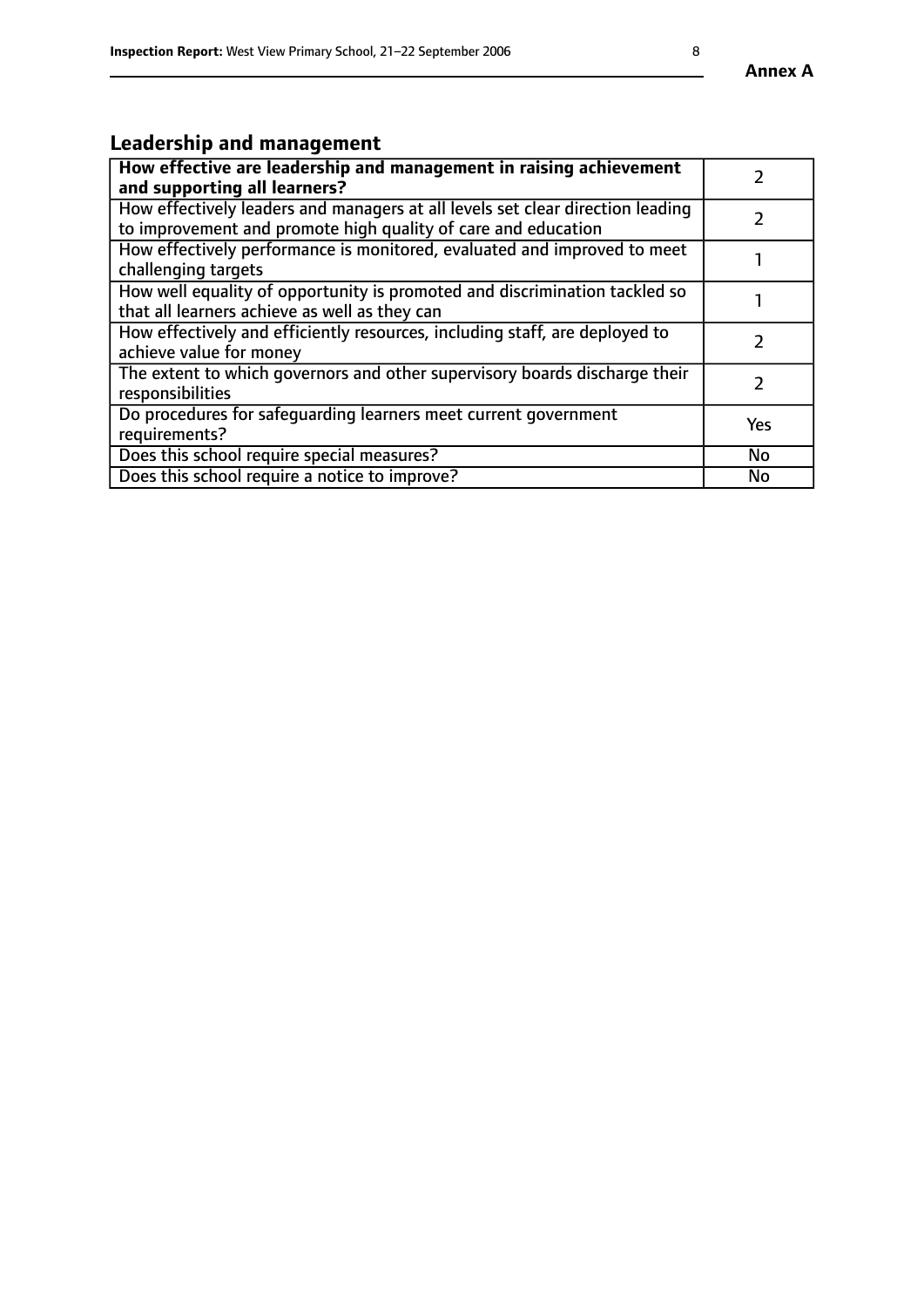## Leadership and management

| **How effective are leadership and management in raising achievement and supporting all learners?** | 2 |
|---|---|
| How effectively leaders and managers at all levels set clear direction leading to improvement and promote high quality of care and education | 2 |
| How effectively performance is monitored, evaluated and improved to meet challenging targets | 1 |
| How well equality of opportunity is promoted and discrimination tackled so that all learners achieve as well as they can | 1 |
| How effectively and efficiently resources, including staff, are deployed to achieve value for money | 2 |
| The extent to which governors and other supervisory boards discharge their responsibilities | 2 |
| Do procedures for safeguarding learners meet current government requirements? | Yes |
| Does this school require special measures? | No |
| Does this school require a notice to improve? | No |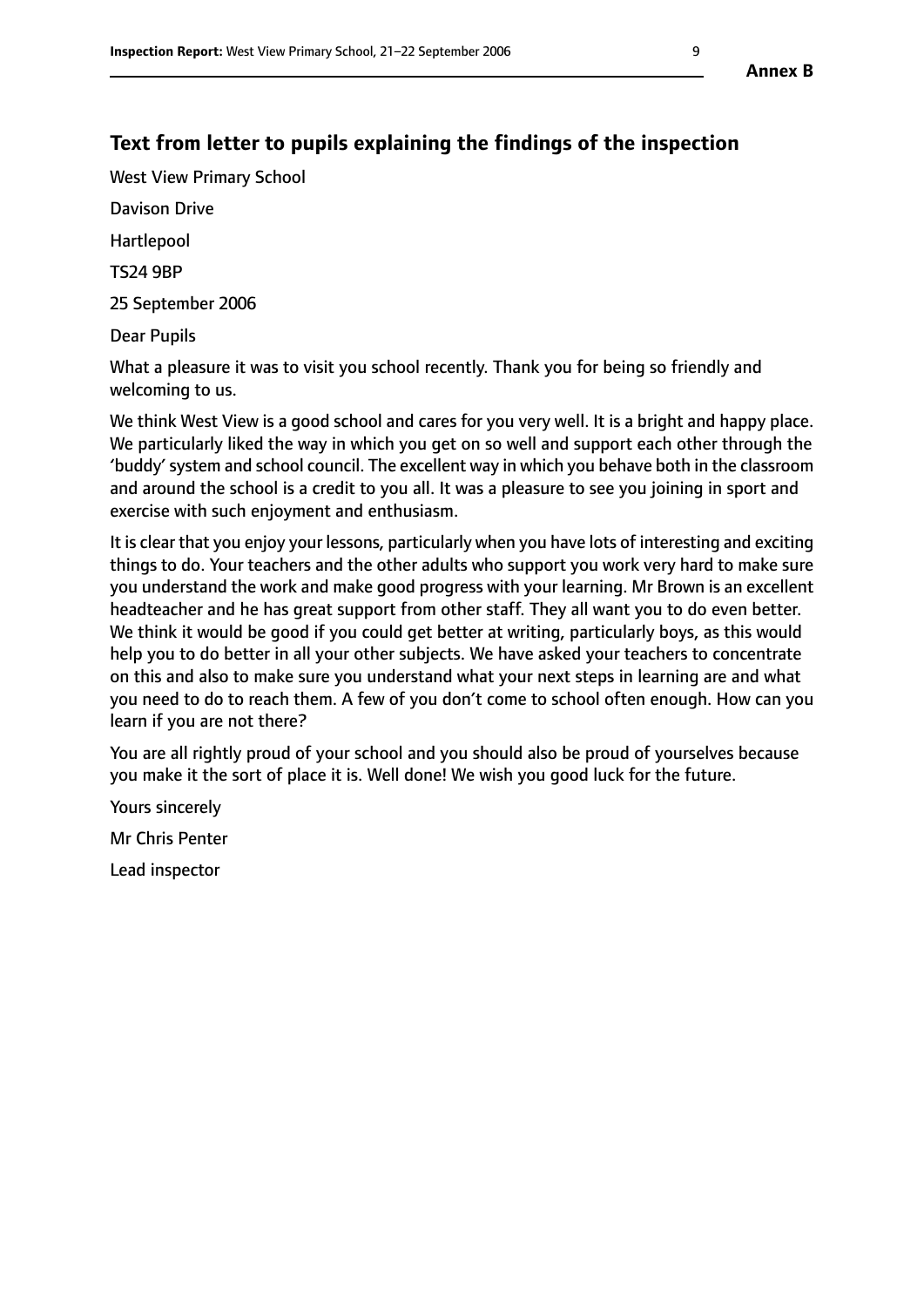## Text from letter to pupils explaining the findings of the inspection

West View Primary School

Davison Drive

Hartlepool

TS24 9BP

25 September 2006

Dear Pupils

What a pleasure it was to visit you school recently. Thank you for being so friendly and welcoming to us.

We think West View is a good school and cares for you very well. It is a bright and happy place. We particularly liked the way in which you get on so well and support each other through the 'buddy' system and school council. The excellent way in which you behave both in the classroom and around the school is a credit to you all. It was a pleasure to see you joining in sport and exercise with such enjoyment and enthusiasm.

It is clear that you enjoy your lessons, particularly when you have lots of interesting and exciting things to do. Your teachers and the other adults who support you work very hard to make sure you understand the work and make good progress with your learning. Mr Brown is an excellent headteacher and he has great support from other staff. They all want you to do even better. We think it would be good if you could get better at writing, particularly boys, as this would help you to do better in all your other subjects. We have asked your teachers to concentrate on this and also to make sure you understand what your next steps in learning are and what you need to do to reach them. A few of you don't come to school often enough. How can you learn if you are not there?

You are all rightly proud of your school and you should also be proud of yourselves because you make it the sort of place it is. Well done! We wish you good luck for the future.

Yours sincerely

Mr Chris Penter

Lead inspector